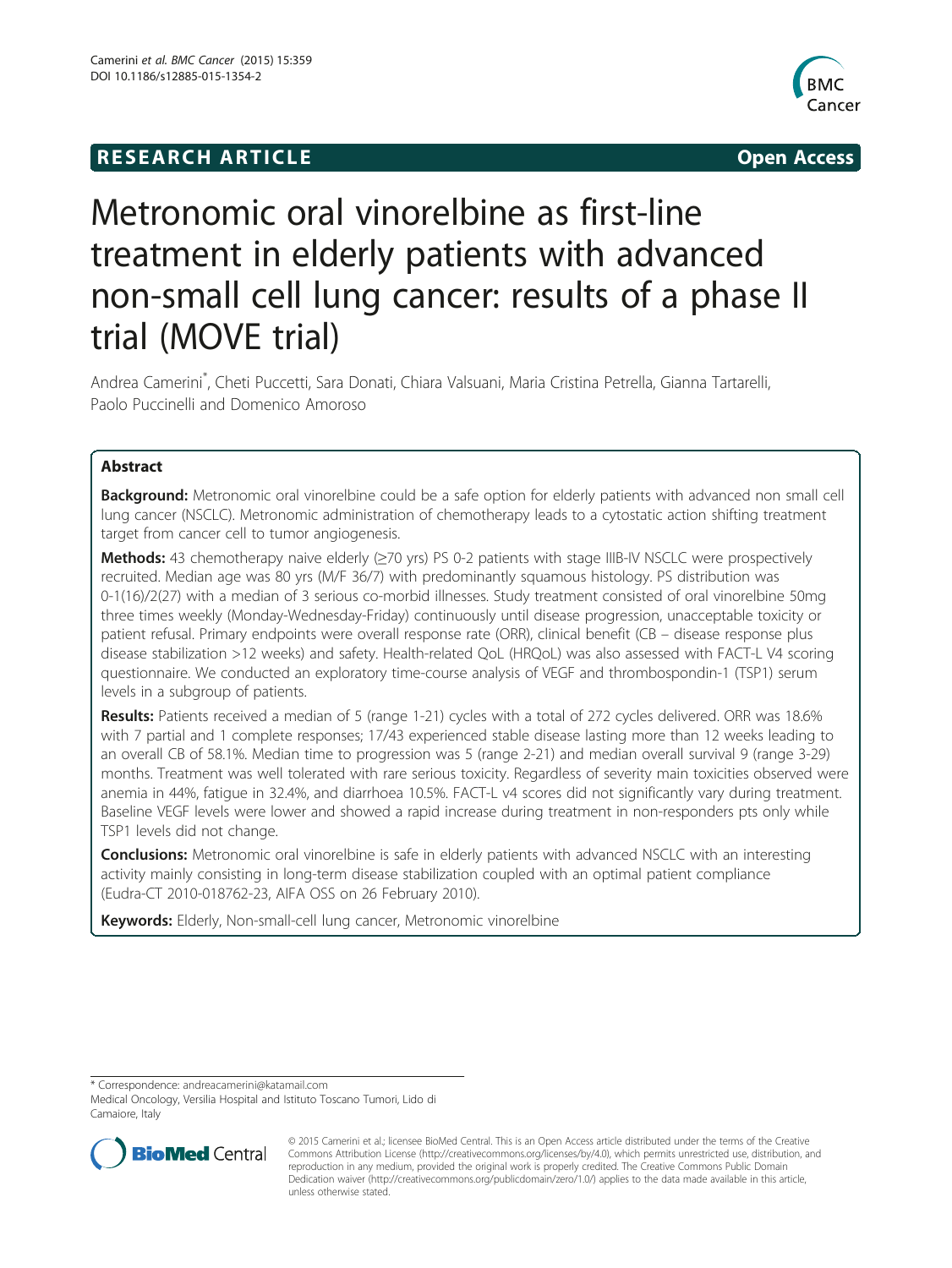RESEARCH ARTICLE Open Access

# Metronomic oral vinorelbine as first-line treatment in elderly patients with advanced non-small cell lung cancer: results of a phase II trial (MOVE trial)

Andrea Camerini*, Cheti Puccetti, Sara Donati, Chiara Valsuani, Maria Cristina Petrella, Gianna Tartarelli, Paolo Puccinelli and Domenico Amoroso

## Abstract

**Background:** Metronomic oral vinorelbine could be a safe option for elderly patients with advanced non small cell lung cancer (NSCLC). Metronomic administration of chemotherapy leads to a cytostatic action shifting treatment target from cancer cell to tumor angiogenesis.

**Methods:** 43 chemotherapy naive elderly (≥70 yrs) PS 0-2 patients with stage IIIB-IV NSCLC were prospectively recruited. Median age was 80 yrs (M/F 36/7) with predominantly squamous histology. PS distribution was 0-1(16)/2(27) with a median of 3 serious co-morbid illnesses. Study treatment consisted of oral vinorelbine 50mg three times weekly (Monday-Wednesday-Friday) continuously until disease progression, unacceptable toxicity or patient refusal. Primary endpoints were overall response rate (ORR), clinical benefit (CB – disease response plus disease stabilization >12 weeks) and safety. Health-related QoL (HRQoL) was also assessed with FACT-L V4 scoring questionnaire. We conducted an exploratory time-course analysis of VEGF and thrombospondin-1 (TSP1) serum levels in a subgroup of patients.

**Results:** Patients received a median of 5 (range 1-21) cycles with a total of 272 cycles delivered. ORR was 18.6% with 7 partial and 1 complete responses; 17/43 experienced stable disease lasting more than 12 weeks leading to an overall CB of 58.1%. Median time to progression was 5 (range 2-21) and median overall survival 9 (range 3-29) months. Treatment was well tolerated with rare serious toxicity. Regardless of severity main toxicities observed were anemia in 44%, fatigue in 32.4%, and diarrhoea 10.5%. FACT-L v4 scores did not significantly vary during treatment. Baseline VEGF levels were lower and showed a rapid increase during treatment in non-responders pts only while TSP1 levels did not change.

**Conclusions:** Metronomic oral vinorelbine is safe in elderly patients with advanced NSCLC with an interesting activity mainly consisting in long-term disease stabilization coupled with an optimal patient compliance (Eudra-CT 2010-018762-23, AIFA OSS on 26 February 2010).

**Keywords:** Elderly, Non-small-cell lung cancer, Metronomic vinorelbine

---

* Correspondence: andreacamerini@katamail.com
Medical Oncology, Versilia Hospital and Istituto Toscano Tumori, Lido di Camaiore, Italy

© 2015 Camerini et al.; licensee BioMed Central. This is an Open Access article distributed under the terms of the Creative Commons Attribution License (http://creativecommons.org/licenses/by/4.0), which permits unrestricted use, distribution, and reproduction in any medium, provided the original work is properly credited. The Creative Commons Public Domain Dedication waiver (http://creativecommons.org/publicdomain/zero/1.0/) applies to the data made available in this article, unless otherwise stated.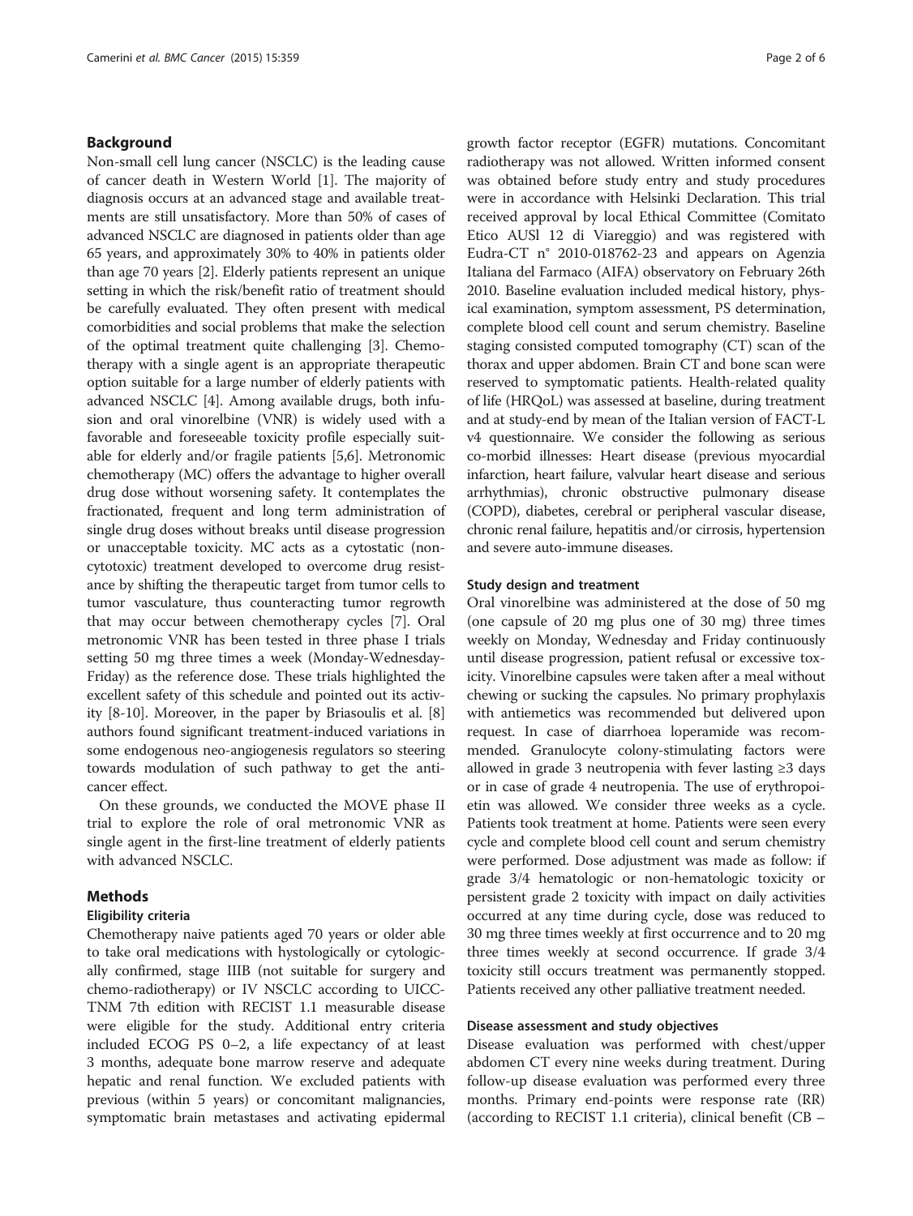## Background

Non-small cell lung cancer (NSCLC) is the leading cause of cancer death in Western World [1]. The majority of diagnosis occurs at an advanced stage and available treatments are still unsatisfactory. More than 50% of cases of advanced NSCLC are diagnosed in patients older than age 65 years, and approximately 30% to 40% in patients older than age 70 years [2]. Elderly patients represent an unique setting in which the risk/benefit ratio of treatment should be carefully evaluated. They often present with medical comorbidities and social problems that make the selection of the optimal treatment quite challenging [3]. Chemotherapy with a single agent is an appropriate therapeutic option suitable for a large number of elderly patients with advanced NSCLC [4]. Among available drugs, both infusion and oral vinorelbine (VNR) is widely used with a favorable and foreseeable toxicity profile especially suitable for elderly and/or fragile patients [5,6]. Metronomic chemotherapy (MC) offers the advantage to higher overall drug dose without worsening safety. It contemplates the fractionated, frequent and long term administration of single drug doses without breaks until disease progression or unacceptable toxicity. MC acts as a cytostatic (non-cytotoxic) treatment developed to overcome drug resistance by shifting the therapeutic target from tumor cells to tumor vasculature, thus counteracting tumor regrowth that may occur between chemotherapy cycles [7]. Oral metronomic VNR has been tested in three phase I trials setting 50 mg three times a week (Monday-Wednesday-Friday) as the reference dose. These trials highlighted the excellent safety of this schedule and pointed out its activity [8-10]. Moreover, in the paper by Briasoulis et al. [8] authors found significant treatment-induced variations in some endogenous neo-angiogenesis regulators so steering towards modulation of such pathway to get the anti-cancer effect.

On these grounds, we conducted the MOVE phase II trial to explore the role of oral metronomic VNR as single agent in the first-line treatment of elderly patients with advanced NSCLC.

## Methods

### Elegibility criteria

Chemotherapy naive patients aged 70 years or older able to take oral medications with hystologically or cytologically confirmed, stage IIIB (not suitable for surgery and chemo-radiotherapy) or IV NSCLC according to UICC-TNM 7th edition with RECIST 1.1 measurable disease were eligible for the study. Additional entry criteria included ECOG PS 0–2, a life expectancy of at least 3 months, adequate bone marrow reserve and adequate hepatic and renal function. We excluded patients with previous (within 5 years) or concomitant malignancies, symptomatic brain metastases and activating epidermal growth factor receptor (EGFR) mutations. Concomitant radiotherapy was not allowed. Written informed consent was obtained before study entry and study procedures were in accordance with Helsinki Declaration. This trial received approval by local Ethical Committee (Comitato Etico AUSl 12 di Viareggio) and was registered with Eudra-CT n° 2010-018762-23 and appears on Agenzia Italiana del Farmaco (AIFA) observatory on February 26th 2010. Baseline evaluation included medical history, physical examination, symptom assessment, PS determination, complete blood cell count and serum chemistry. Baseline staging consisted computed tomography (CT) scan of the thorax and upper abdomen. Brain CT and bone scan were reserved to symptomatic patients. Health-related quality of life (HRQoL) was assessed at baseline, during treatment and at study-end by mean of the Italian version of FACT-L v4 questionnaire. We consider the following as serious co-morbid illnesses: Heart disease (previous myocardial infarction, heart failure, valvular heart disease and serious arrhythmias), chronic obstructive pulmonary disease (COPD), diabetes, cerebral or peripheral vascular disease, chronic renal failure, hepatitis and/or cirrhosis, hypertension and severe auto-immune diseases.

### Study design and treatment

Oral vinorelbine was administered at the dose of 50 mg (one capsule of 20 mg plus one of 30 mg) three times weekly on Monday, Wednesday and Friday continuously until disease progression, patient refusal or excessive toxicity. Vinorelbine capsules were taken after a meal without chewing or sucking the capsules. No primary prophylaxis with antiemetics was recommended but delivered upon request. In case of diarrhoea loperamide was recommended. Granulocyte colony-stimulating factors were allowed in grade 3 neutropenia with fever lasting ≥3 days or in case of grade 4 neutropenia. The use of erythropoietin was allowed. We consider three weeks as a cycle. Patients took treatment at home. Patients were seen every cycle and complete blood cell count and serum chemistry were performed. Dose adjustment was made as follow: if grade 3/4 hematologic or non-hematologic toxicity or persistent grade 2 toxicity with impact on daily activities occurred at any time during cycle, dose was reduced to 30 mg three times weekly at first occurrence and to 20 mg three times weekly at second occurrence. If grade 3/4 toxicity still occurs treatment was permanently stopped. Patients received any other palliative treatment needed.

### Disease assessment and study objectives

Disease evaluation was performed with chest/upper abdomen CT every nine weeks during treatment. During follow-up disease evaluation was performed every three months. Primary end-points were response rate (RR) (according to RECIST 1.1 criteria), clinical benefit (CB –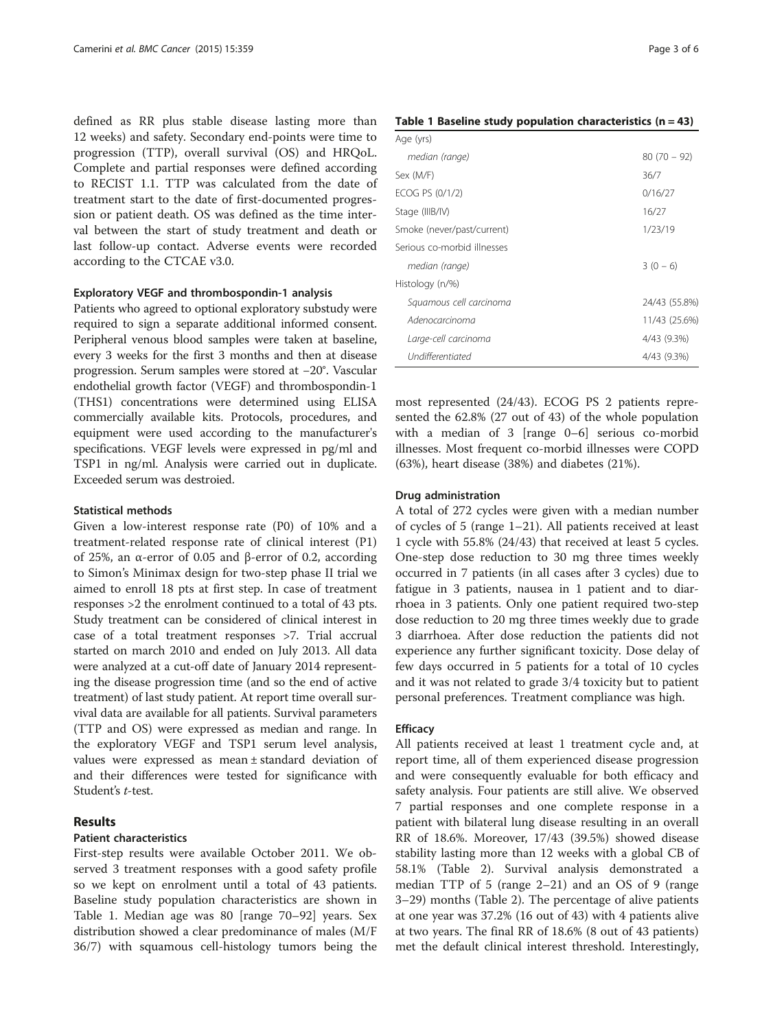defined as RR plus stable disease lasting more than 12 weeks) and safety. Secondary end-points were time to progression (TTP), overall survival (OS) and HRQoL. Complete and partial responses were defined according to RECIST 1.1. TTP was calculated from the date of treatment start to the date of first-documented progression or patient death. OS was defined as the time interval between the start of study treatment and death or last follow-up contact. Adverse events were recorded according to the CTCAE v3.0.

### Exploratory VEGF and thrombospondin-1 analysis

Patients who agreed to optional exploratory substudy were required to sign a separate additional informed consent. Peripheral venous blood samples were taken at baseline, every 3 weeks for the first 3 months and then at disease progression. Serum samples were stored at −20°. Vascular endothelial growth factor (VEGF) and thrombospondin-1 (THS1) concentrations were determined using ELISA commercially available kits. Protocols, procedures, and equipment were used according to the manufacturer's specifications. VEGF levels were expressed in pg/ml and TSP1 in ng/ml. Analysis were carried out in duplicate. Exceeded serum was destroied.

### Statistical methods

Given a low-interest response rate (P0) of 10% and a treatment-related response rate of clinical interest (P1) of 25%, an α-error of 0.05 and β-error of 0.2, according to Simon's Minimax design for two-step phase II trial we aimed to enroll 18 pts at first step. In case of treatment responses >2 the enrolment continued to a total of 43 pts. Study treatment can be considered of clinical interest in case of a total treatment responses >7. Trial accrual started on march 2010 and ended on July 2013. All data were analyzed at a cut-off date of January 2014 representing the disease progression time (and so the end of active treatment) of last study patient. At report time overall survival data are available for all patients. Survival parameters (TTP and OS) were expressed as median and range. In the exploratory VEGF and TSP1 serum level analysis, values were expressed as mean ± standard deviation of and their differences were tested for significance with Student's *t*-test.

## Results

### Patient characteristics

First-step results were available October 2011. We observed 3 treatment responses with a good safety profile so we kept on enrolment until a total of 43 patients. Baseline study population characteristics are shown in Table 1. Median age was 80 [range 70–92] years. Sex distribution showed a clear predominance of males (M/F 36/7) with squamous cell-histology tumors being the most represented (24/43). ECOG PS 2 patients represented the 62.8% (27 out of 43) of the whole population with a median of 3 [range 0–6] serious co-morbid illnesses. Most frequent co-morbid illnesses were COPD (63%), heart disease (38%) and diabetes (21%).

**Table 1 Baseline study population characteristics (n = 43)**

| | |
|---|---|
| Age (yrs) | |
| *median (range)* | 80 (70 – 92) |
| Sex (M/F) | 36/7 |
| ECOG PS (0/1/2) | 0/16/27 |
| Stage (IIIB/IV) | 16/27 |
| Smoke (never/past/current) | 1/23/19 |
| Serious co-morbid illnesses | |
| *median (range)* | 3 (0 – 6) |
| Histology (n/%) | |
| *Squamous cell carcinoma* | 24/43 (55.8%) |
| *Adenocarcinoma* | 11/43 (25.6%) |
| *Large-cell carcinoma* | 4/43 (9.3%) |
| *Undifferentiated* | 4/43 (9.3%) |

### Drug administration

A total of 272 cycles were given with a median number of cycles of 5 (range 1–21). All patients received at least 1 cycle with 55.8% (24/43) that received at least 5 cycles. One-step dose reduction to 30 mg three times weekly occurred in 7 patients (in all cases after 3 cycles) due to fatigue in 3 patients, nausea in 1 patient and to diarrhoea in 3 patients. Only one patient required two-step dose reduction to 20 mg three times weekly due to grade 3 diarrhoea. After dose reduction the patients did not experience any further significant toxicity. Dose delay of few days occurred in 5 patients for a total of 10 cycles and it was not related to grade 3/4 toxicity but to patient personal preferences. Treatment compliance was high.

### Efficacy

All patients received at least 1 treatment cycle and, at report time, all of them experienced disease progression and were consequently evaluable for both efficacy and safety analysis. Four patients are still alive. We observed 7 partial responses and one complete response in a patient with bilateral lung disease resulting in an overall RR of 18.6%. Moreover, 17/43 (39.5%) showed disease stability lasting more than 12 weeks with a global CB of 58.1% (Table 2). Survival analysis demonstrated a median TTP of 5 (range 2–21) and an OS of 9 (range 3–29) months (Table 2). The percentage of alive patients at one year was 37.2% (16 out of 43) with 4 patients alive at two years. The final RR of 18.6% (8 out of 43 patients) met the default clinical interest threshold. Interestingly,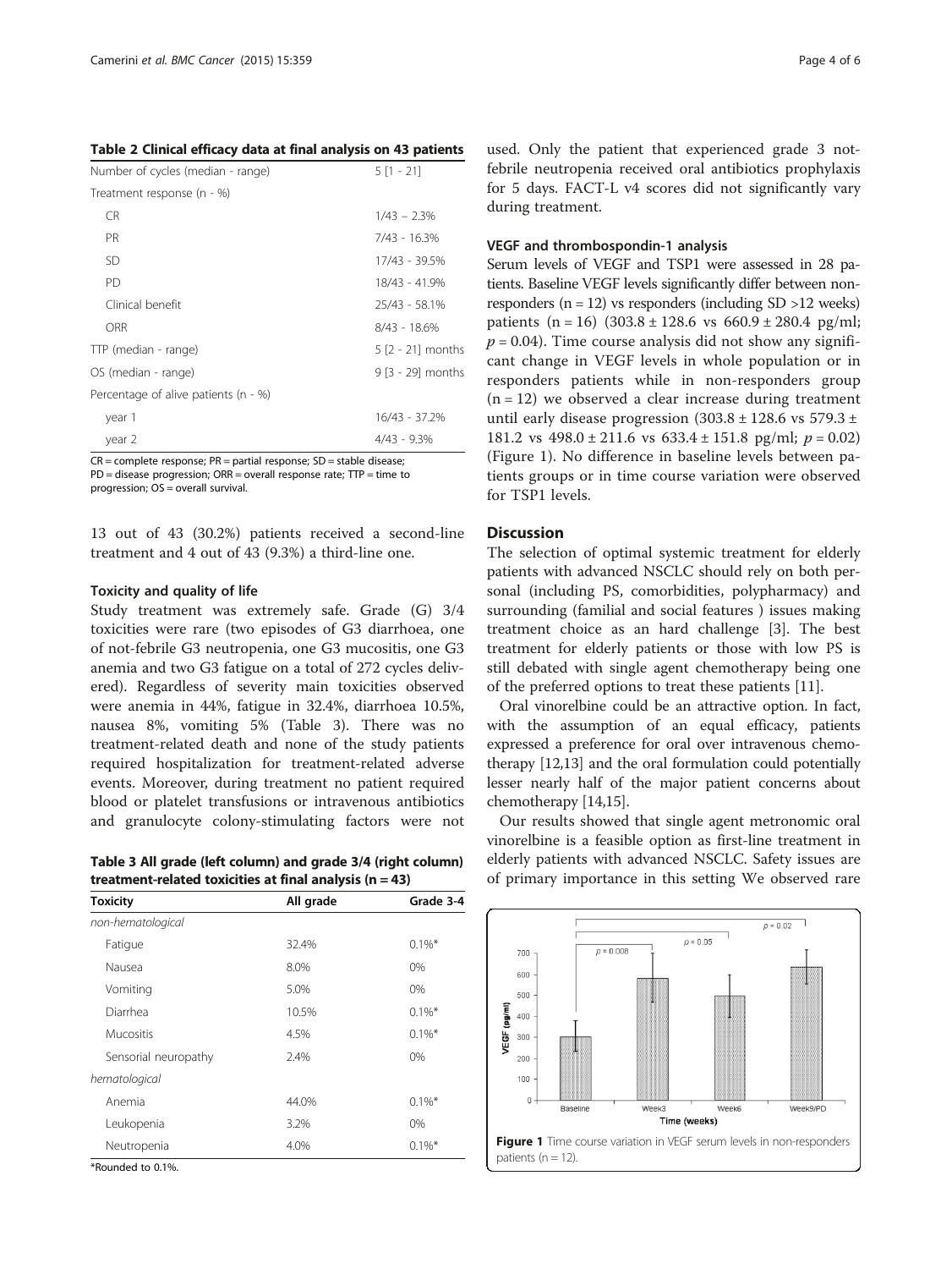**Table 2 Clinical efficacy data at final analysis on 43 patients**

| | |
|---|---|
| Number of cycles (median - range) | 5 [1 - 21] |
| Treatment response (n - %) | |
| CR | 1/43 – 2.3% |
| PR | 7/43 - 16.3% |
| SD | 17/43 - 39.5% |
| PD | 18/43 - 41.9% |
| Clinical benefit | 25/43 - 58.1% |
| ORR | 8/43 - 18.6% |
| TTP (median - range) | 5 [2 - 21] months |
| OS (median - range) | 9 [3 - 29] months |
| Percentage of alive patients (n - %) | |
| year 1 | 16/43 - 37.2% |
| year 2 | 4/43 - 9.3% |

CR = complete response; PR = partial response; SD = stable disease; PD = disease progression; ORR = overall response rate; TTP = time to progression; OS = overall survival.

13 out of 43 (30.2%) patients received a second-line treatment and 4 out of 43 (9.3%) a third-line one.

### Toxicity and quality of life

Study treatment was extremely safe. Grade (G) 3/4 toxicities were rare (two episodes of G3 diarrhoea, one of not-febrile G3 neutropenia, one G3 mucositis, one G3 anemia and two G3 fatigue on a total of 272 cycles delivered). Regardless of severity main toxicities observed were anemia in 44%, fatigue in 32.4%, diarrhoea 10.5%, nausea 8%, vomiting 5% (Table 3). There was no treatment-related death and none of the study patients required hospitalization for treatment-related adverse events. Moreover, during treatment no patient required blood or platelet transfusions or intravenous antibiotics and granulocyte colony-stimulating factors were not used. Only the patient that experienced grade 3 not-febrile neutropenia received oral antibiotics prophylaxis for 5 days. FACT-L v4 scores did not significantly vary during treatment.

**Table 3 All grade (left column) and grade 3/4 (right column) treatment-related toxicities at final analysis (n = 43)**

| Toxicity | All grade | Grade 3-4 |
|---|---|---|
| *non-hematological* | | |
| Fatigue | 32.4% | 0.1%* |
| Nausea | 8.0% | 0% |
| Vomiting | 5.0% | 0% |
| Diarrhea | 10.5% | 0.1%* |
| Mucositis | 4.5% | 0.1%* |
| Sensorial neuropathy | 2.4% | 0% |
| *hematological* | | |
| Anemia | 44.0% | 0.1%* |
| Leukopenia | 3.2% | 0% |
| Neutropenia | 4.0% | 0.1%* |

*Rounded to 0.1%.

### VEGF and thrombospondin-1 analysis

Serum levels of VEGF and TSP1 were assessed in 28 patients. Baseline VEGF levels significantly differ between non-responders (n = 12) vs responders (including SD >12 weeks) patients (n = 16) (303.8 ± 128.6 vs 660.9 ± 280.4 pg/ml; $p = 0.04$). Time course analysis did not show any significant change in VEGF levels in whole population or in responders patients while in non-responders group (n = 12) we observed a clear increase during treatment until early disease progression (303.8 ± 128.6 vs 579.3 ± 181.2 vs 498.0 ± 211.6 vs 633.4 ± 151.8 pg/ml; $p = 0.02$) (Figure 1). No difference in baseline levels between patients groups or in time course variation were observed for TSP1 levels.

## Discussion

The selection of optimal systemic treatment for elderly patients with advanced NSCLC should rely on both personal (including PS, comorbidities, polypharmacy) and surrounding (familial and social features ) issues making treatment choice as an hard challenge [3]. The best treatment for elderly patients or those with low PS is still debated with single agent chemotherapy being one of the preferred options to treat these patients [11].

Oral vinorelbine could be an attractive option. In fact, with the assumption of an equal efficacy, patients expressed a preference for oral over intravenous chemotherapy [12,13] and the oral formulation could potentially lesser nearly half of the major patient concerns about chemotherapy [14,15].

Our results showed that single agent metronomic oral vinorelbine is a feasible option as first-line treatment in elderly patients with advanced NSCLC. Safety issues are of primary importance in this setting We observed rare

**Figure 1** Time course variation in VEGF serum levels in non-responders patients (n = 12).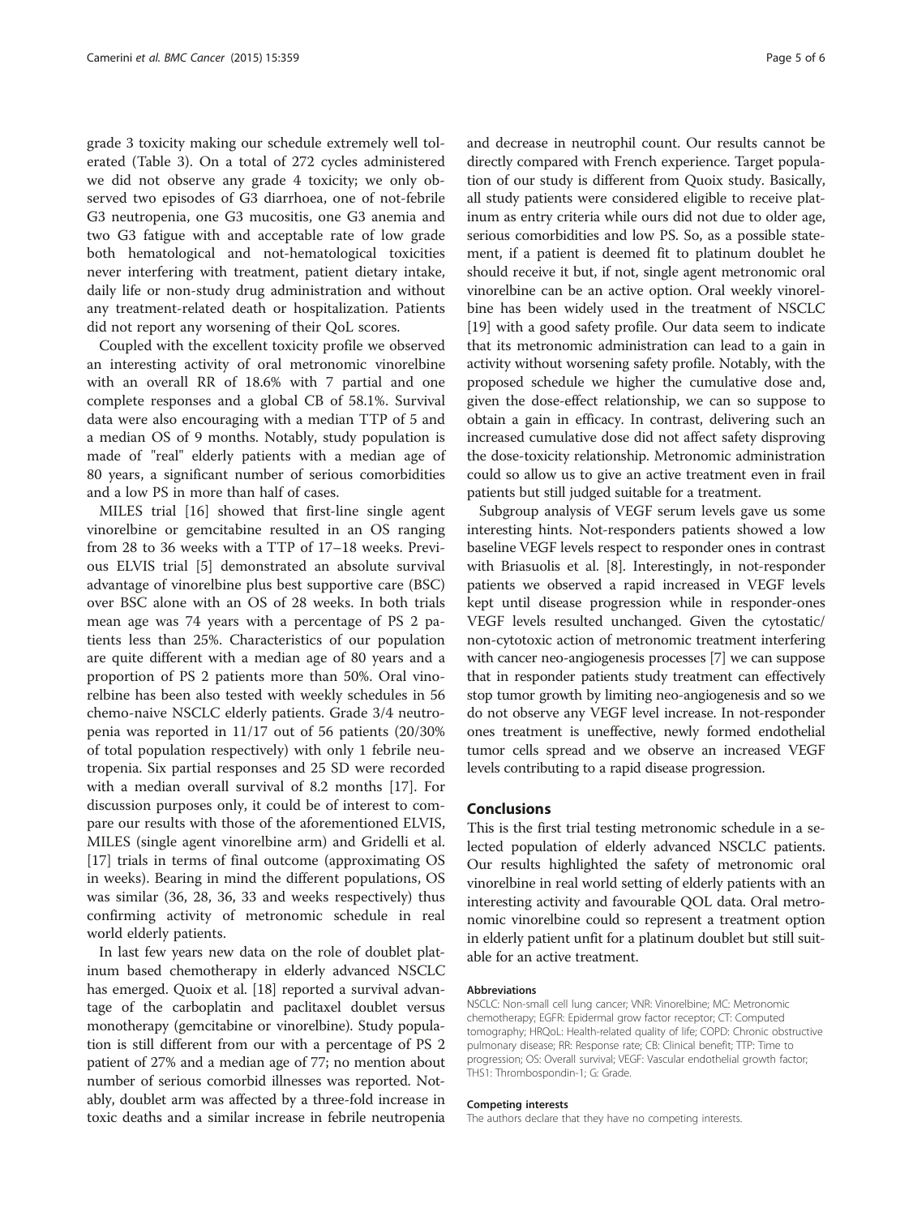grade 3 toxicity making our schedule extremely well tolerated (Table 3). On a total of 272 cycles administered we did not observe any grade 4 toxicity; we only observed two episodes of G3 diarrhoea, one of not-febrile G3 neutropenia, one G3 mucositis, one G3 anemia and two G3 fatigue with and acceptable rate of low grade both hematological and not-hematological toxicities never interfering with treatment, patient dietary intake, daily life or non-study drug administration and without any treatment-related death or hospitalization. Patients did not report any worsening of their QoL scores.

Coupled with the excellent toxicity profile we observed an interesting activity of oral metronomic vinorelbine with an overall RR of 18.6% with 7 partial and one complete responses and a global CB of 58.1%. Survival data were also encouraging with a median TTP of 5 and a median OS of 9 months. Notably, study population is made of "real" elderly patients with a median age of 80 years, a significant number of serious comorbidities and a low PS in more than half of cases.

MILES trial [16] showed that first-line single agent vinorelbine or gemcitabine resulted in an OS ranging from 28 to 36 weeks with a TTP of 17–18 weeks. Previous ELVIS trial [5] demonstrated an absolute survival advantage of vinorelbine plus best supportive care (BSC) over BSC alone with an OS of 28 weeks. In both trials mean age was 74 years with a percentage of PS 2 patients less than 25%. Characteristics of our population are quite different with a median age of 80 years and a proportion of PS 2 patients more than 50%. Oral vinorelbine has been also tested with weekly schedules in 56 chemo-naive NSCLC elderly patients. Grade 3/4 neutropenia was reported in 11/17 out of 56 patients (20/30% of total population respectively) with only 1 febrile neutropenia. Six partial responses and 25 SD were recorded with a median overall survival of 8.2 months [17]. For discussion purposes only, it could be of interest to compare our results with those of the aforementioned ELVIS, MILES (single agent vinorelbine arm) and Gridelli et al. [17] trials in terms of final outcome (approximating OS in weeks). Bearing in mind the different populations, OS was similar (36, 28, 36, 33 and weeks respectively) thus confirming activity of metronomic schedule in real world elderly patients.

In last few years new data on the role of doublet platinum based chemotherapy in elderly advanced NSCLC has emerged. Quoix et al. [18] reported a survival advantage of the carboplatin and paclitaxel doublet versus monotherapy (gemcitabine or vinorelbine). Study population is still different from our with a percentage of PS 2 patient of 27% and a median age of 77; no mention about number of serious comorbid illnesses was reported. Notably, doublet arm was affected by a three-fold increase in toxic deaths and a similar increase in febrile neutropenia and decrease in neutrophil count. Our results cannot be directly compared with French experience. Target population of our study is different from Quoix study. Basically, all study patients were considered eligible to receive platinum as entry criteria while ours did not due to older age, serious comorbidities and low PS. So, as a possible statement, if a patient is deemed fit to platinum doublet he should receive it but, if not, single agent metronomic oral vinorelbine can be an active option. Oral weekly vinorelbine has been widely used in the treatment of NSCLC [19] with a good safety profile. Our data seem to indicate that its metronomic administration can lead to a gain in activity without worsening safety profile. Notably, with the proposed schedule we higher the cumulative dose and, given the dose-effect relationship, we can so suppose to obtain a gain in efficacy. In contrast, delivering such an increased cumulative dose did not affect safety disproving the dose-toxicity relationship. Metronomic administration could so allow us to give an active treatment even in frail patients but still judged suitable for a treatment.

Subgroup analysis of VEGF serum levels gave us some interesting hints. Not-responders patients showed a low baseline VEGF levels respect to responder ones in contrast with Briasuolis et al. [8]. Interestingly, in not-responder patients we observed a rapid increased in VEGF levels kept until disease progression while in responder-ones VEGF levels resulted unchanged. Given the cytostatic/non-cytotoxic action of metronomic treatment interfering with cancer neo-angiogenesis processes [7] we can suppose that in responder patients study treatment can effectively stop tumor growth by limiting neo-angiogenesis and so we do not observe any VEGF level increase. In not-responder ones treatment is uneffective, newly formed endothelial tumor cells spread and we observe an increased VEGF levels contributing to a rapid disease progression.

## Conclusions

This is the first trial testing metronomic schedule in a selected population of elderly advanced NSCLC patients. Our results highlighted the safety of metronomic oral vinorelbine in real world setting of elderly patients with an interesting activity and favourable QOL data. Oral metronomic vinorelbine could so represent a treatment option in elderly patient unfit for a platinum doublet but still suitable for an active treatment.

#### Abbreviations

NSCLC: Non-small cell lung cancer; VNR: Vinorelbine; MC: Metronomic chemotherapy; EGFR: Epidermal grow factor receptor; CT: Computed tomography; HRQoL: Health-related quality of life; COPD: Chronic obstructive pulmonary disease; RR: Response rate; CB: Clinical benefit; TTP: Time to progression; OS: Overall survival; VEGF: Vascular endothelial growth factor; THS1: Thrombospondin-1; G: Grade.

#### Competing interests

The authors declare that they have no competing interests.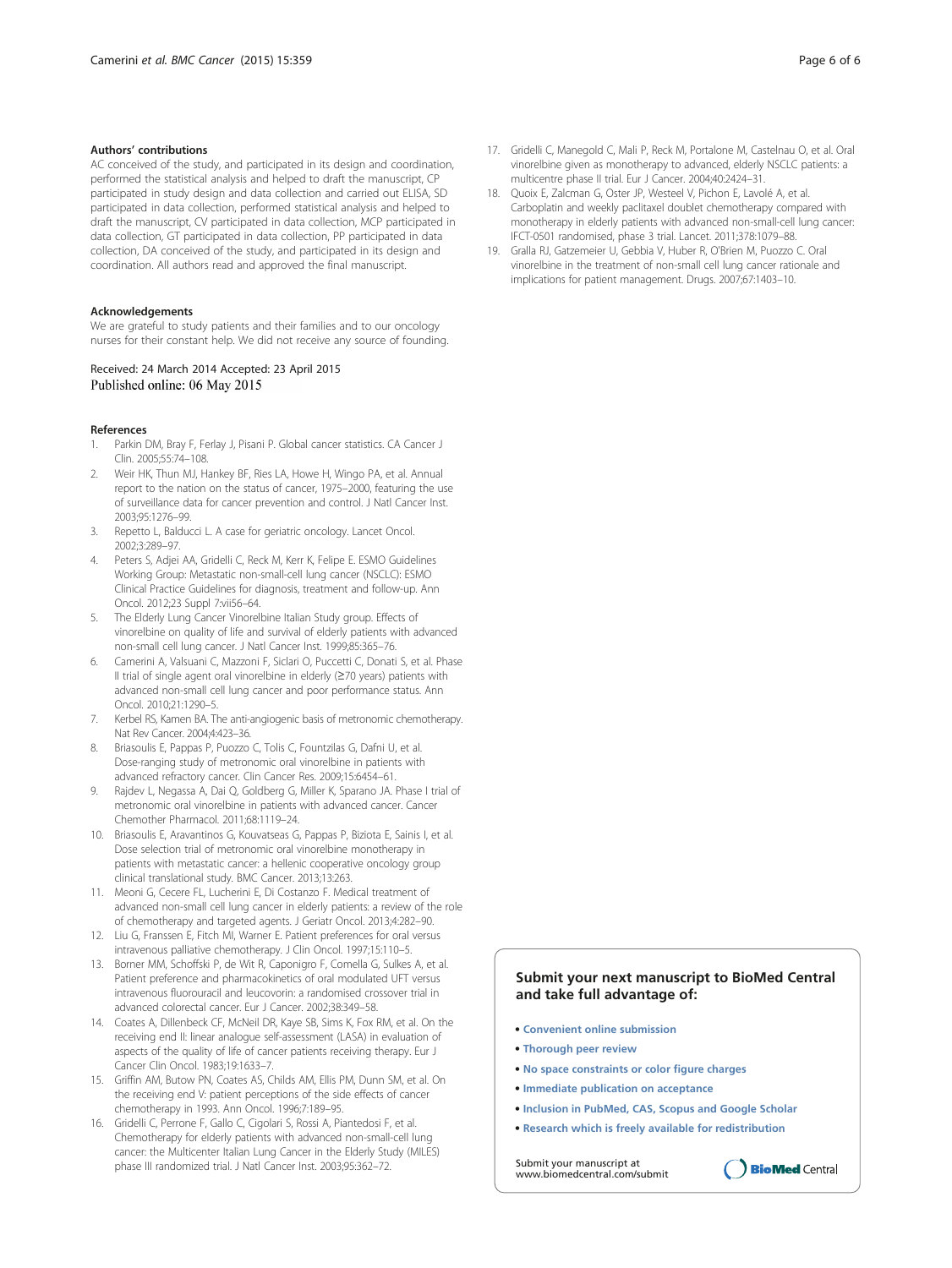### Authors' contributions

AC conceived of the study, and participated in its design and coordination, performed the statistical analysis and helped to draft the manuscript, CP participated in study design and data collection and carried out ELISA, SD participated in data collection, performed statistical analysis and helped to draft the manuscript, CV participated in data collection, MCP participated in data collection, GT participated in data collection, PP participated in data collection, DA conceived of the study, and participated in its design and coordination. All authors read and approved the final manuscript.

### Acknowledgements

We are grateful to study patients and their families and to our oncology nurses for their constant help. We did not receive any source of founding.

Received: 24 March 2014 Accepted: 23 April 2015
Published online: 06 May 2015

### References

1. Parkin DM, Bray F, Ferlay J, Pisani P. Global cancer statistics. CA Cancer J Clin. 2005;55:74–108.
2. Weir HK, Thun MJ, Hankey BF, Ries LA, Howe H, Wingo PA, et al. Annual report to the nation on the status of cancer, 1975–2000, featuring the use of surveillance data for cancer prevention and control. J Natl Cancer Inst. 2003;95:1276–99.
3. Repetto L, Balducci L. A case for geriatric oncology. Lancet Oncol. 2002;3:289–97.
4. Peters S, Adjei AA, Gridelli C, Reck M, Kerr K, Felipe E. ESMO Guidelines Working Group: Metastatic non-small-cell lung cancer (NSCLC): ESMO Clinical Practice Guidelines for diagnosis, treatment and follow-up. Ann Oncol. 2012;23 Suppl 7:vii56–64.
5. The Elderly Lung Cancer Vinorelbine Italian Study group. Effects of vinorelbine on quality of life and survival of elderly patients with advanced non-small cell lung cancer. J Natl Cancer Inst. 1999;85:365–76.
6. Camerini A, Valsuani C, Mazzoni F, Siclari O, Puccetti C, Donati S, et al. Phase II trial of single agent oral vinorelbine in elderly (≥70 years) patients with advanced non-small cell lung cancer and poor performance status. Ann Oncol. 2010;21:1290–5.
7. Kerbel RS, Kamen BA. The anti-angiogenic basis of metronomic chemotherapy. Nat Rev Cancer. 2004;4:423–36.
8. Briasoulis E, Pappas P, Puozzo C, Tolis C, Fountzilas G, Dafni U, et al. Dose-ranging study of metronomic oral vinorelbine in patients with advanced refractory cancer. Clin Cancer Res. 2009;15:6454–61.
9. Rajdev L, Negassa A, Dai Q, Goldberg G, Miller K, Sparano JA. Phase I trial of metronomic oral vinorelbine in patients with advanced cancer. Cancer Chemother Pharmacol. 2011;68:1119–24.
10. Briasoulis E, Aravantinos G, Kouvatseas G, Pappas P, Biziota E, Sainis I, et al. Dose selection trial of metronomic oral vinorelbine monotherapy in patients with metastatic cancer: a hellenic cooperative oncology group clinical translational study. BMC Cancer. 2013;13:263.
11. Meoni G, Cecere FL, Lucherini E, Di Costanzo F. Medical treatment of advanced non-small cell lung cancer in elderly patients: a review of the role of chemotherapy and targeted agents. J Geriatr Oncol. 2013;4:282–90.
12. Liu G, Franssen E, Fitch MI, Warner E. Patient preferences for oral versus intravenous palliative chemotherapy. J Clin Oncol. 1997;15:110–5.
13. Borner MM, Schoffski P, de Wit R, Caponigro F, Comella G, Sulkes A, et al. Patient preference and pharmacokinetics of oral modulated UFT versus intravenous fluorouracil and leucovorin: a randomised crossover trial in advanced colorectal cancer. Eur J Cancer. 2002;38:349–58.
14. Coates A, Dillenbeck CF, McNeil DR, Kaye SB, Sims K, Fox RM, et al. On the receiving end II: linear analogue self-assessment (LASA) in evaluation of aspects of the quality of life of cancer patients receiving therapy. Eur J Cancer Clin Oncol. 1983;19:1633–7.
15. Griffin AM, Butow PN, Coates AS, Childs AM, Ellis PM, Dunn SM, et al. On the receiving end V: patient perceptions of the side effects of cancer chemotherapy in 1993. Ann Oncol. 1996;7:189–95.
16. Gridelli C, Perrone F, Gallo C, Cigolari S, Rossi A, Piantedosi F, et al. Chemotherapy for elderly patients with advanced non-small-cell lung cancer: the Multicenter Italian Lung Cancer in the Elderly Study (MILES) phase III randomized trial. J Natl Cancer Inst. 2003;95:362–72.
17. Gridelli C, Manegold C, Mali P, Reck M, Portalone M, Castelnau O, et al. Oral vinorelbine given as monotherapy to advanced, elderly NSCLC patients: a multicentre phase II trial. Eur J Cancer. 2004;40:2424–31.
18. Quoix E, Zalcman G, Oster JP, Westeel V, Pichon E, Lavolé A, et al. Carboplatin and weekly paclitaxel doublet chemotherapy compared with monotherapy in elderly patients with advanced non-small-cell lung cancer: IFCT-0501 randomised, phase 3 trial. Lancet. 2011;378:1079–88.
19. Gralla RJ, Gatzemeier U, Gebbia V, Huber R, O'Brien M, Puozzo C. Oral vinorelbine in the treatment of non-small cell lung cancer rationale and implications for patient management. Drugs. 2007;67:1403–10.

**Submit your next manuscript to BioMed Central and take full advantage of:**

- Convenient online submission
- Thorough peer review
- No space constraints or color figure charges
- Immediate publication on acceptance
- Inclusion in PubMed, CAS, Scopus and Google Scholar
- Research which is freely available for redistribution

Submit your manuscript at
www.biomedcentral.com/submit

BioMed Central